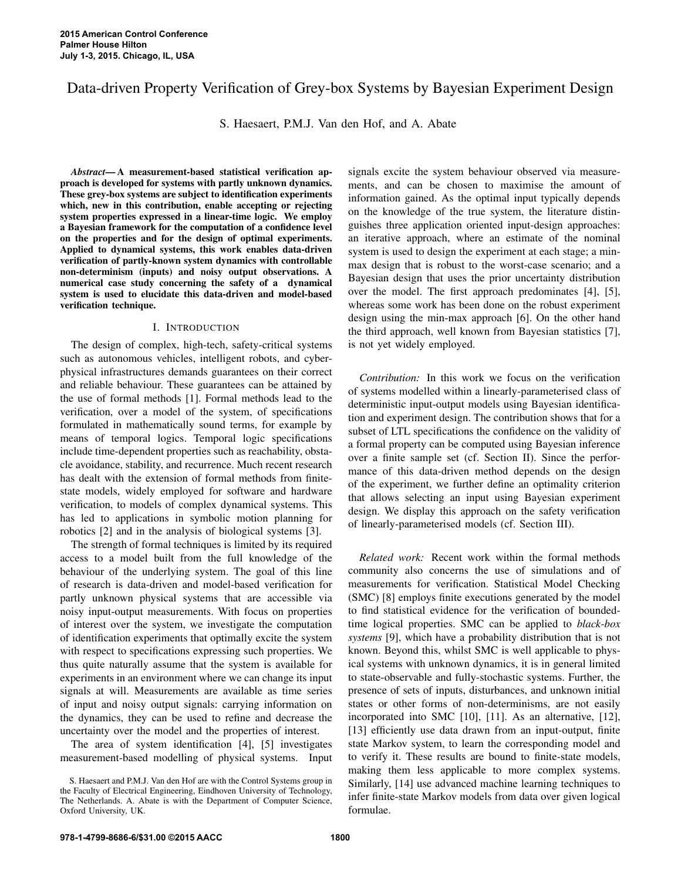# Data-driven Property Verification of Grey-box Systems by Bayesian Experiment Design

S. Haesaert, P.M.J. Van den Hof, and A. Abate

***Abstract*— A measurement-based statistical verification approach is developed for systems with partly unknown dynamics. These grey-box systems are subject to identification experiments which, new in this contribution, enable accepting or rejecting system properties expressed in a linear-time logic. We employ a Bayesian framework for the computation of a confidence level on the properties and for the design of optimal experiments. Applied to dynamical systems, this work enables data-driven verification of partly-known system dynamics with controllable non-determinism (inputs) and noisy output observations. A numerical case study concerning the safety of a dynamical system is used to elucidate this data-driven and model-based verification technique.**

## I. Introduction

The design of complex, high-tech, safety-critical systems such as autonomous vehicles, intelligent robots, and cyber-physical infrastructures demands guarantees on their correct and reliable behaviour. These guarantees can be attained by the use of formal methods [1]. Formal methods lead to the verification, over a model of the system, of specifications formulated in mathematically sound terms, for example by means of temporal logics. Temporal logic specifications include time-dependent properties such as reachability, obstacle avoidance, stability, and recurrence. Much recent research has dealt with the extension of formal methods from finite-state models, widely employed for software and hardware verification, to models of complex dynamical systems. This has led to applications in symbolic motion planning for robotics [2] and in the analysis of biological systems [3].

The strength of formal techniques is limited by its required access to a model built from the full knowledge of the behaviour of the underlying system. The goal of this line of research is data-driven and model-based verification for partly unknown physical systems that are accessible via noisy input-output measurements. With focus on properties of interest over the system, we investigate the computation of identification experiments that optimally excite the system with respect to specifications expressing such properties. We thus quite naturally assume that the system is available for experiments in an environment where we can change its input signals at will. Measurements are available as time series of input and noisy output signals: carrying information on the dynamics, they can be used to refine and decrease the uncertainty over the model and the properties of interest.

The area of system identification [4], [5] investigates measurement-based modelling of physical systems. Input signals excite the system behaviour observed via measurements, and can be chosen to maximise the amount of information gained. As the optimal input typically depends on the knowledge of the true system, the literature distinguishes three application oriented input-design approaches: an iterative approach, where an estimate of the nominal system is used to design the experiment at each stage; a min-max design that is robust to the worst-case scenario; and a Bayesian design that uses the prior uncertainty distribution over the model. The first approach predominates [4], [5], whereas some work has been done on the robust experiment design using the min-max approach [6]. On the other hand the third approach, well known from Bayesian statistics [7], is not yet widely employed.

*Contribution:* In this work we focus on the verification of systems modelled within a linearly-parameterised class of deterministic input-output models using Bayesian identification and experiment design. The contribution shows that for a subset of LTL specifications the confidence on the validity of a formal property can be computed using Bayesian inference over a finite sample set (cf. Section II). Since the performance of this data-driven method depends on the design of the experiment, we further define an optimality criterion that allows selecting an input using Bayesian experiment design. We display this approach on the safety verification of linearly-parameterised models (cf. Section III).

*Related work:* Recent work within the formal methods community also concerns the use of simulations and of measurements for verification. Statistical Model Checking (SMC) [8] employs finite executions generated by the model to find statistical evidence for the verification of bounded-time logical properties. SMC can be applied to *black-box systems* [9], which have a probability distribution that is not known. Beyond this, whilst SMC is well applicable to physical systems with unknown dynamics, it is in general limited to state-observable and fully-stochastic systems. Further, the presence of sets of inputs, disturbances, and unknown initial states or other forms of non-determinisms, are not easily incorporated into SMC [10], [11]. As an alternative, [12], [13] efficiently use data drawn from an input-output, finite state Markov system, to learn the corresponding model and to verify it. These results are bound to finite-state models, making them less applicable to more complex systems. Similarly, [14] use advanced machine learning techniques to infer finite-state Markov models from data over given logical formulae.

S. Haesaert and P.M.J. Van den Hof are with the Control Systems group in the Faculty of Electrical Engineering, Eindhoven University of Technology, The Netherlands. A. Abate is with the Department of Computer Science, Oxford University, UK.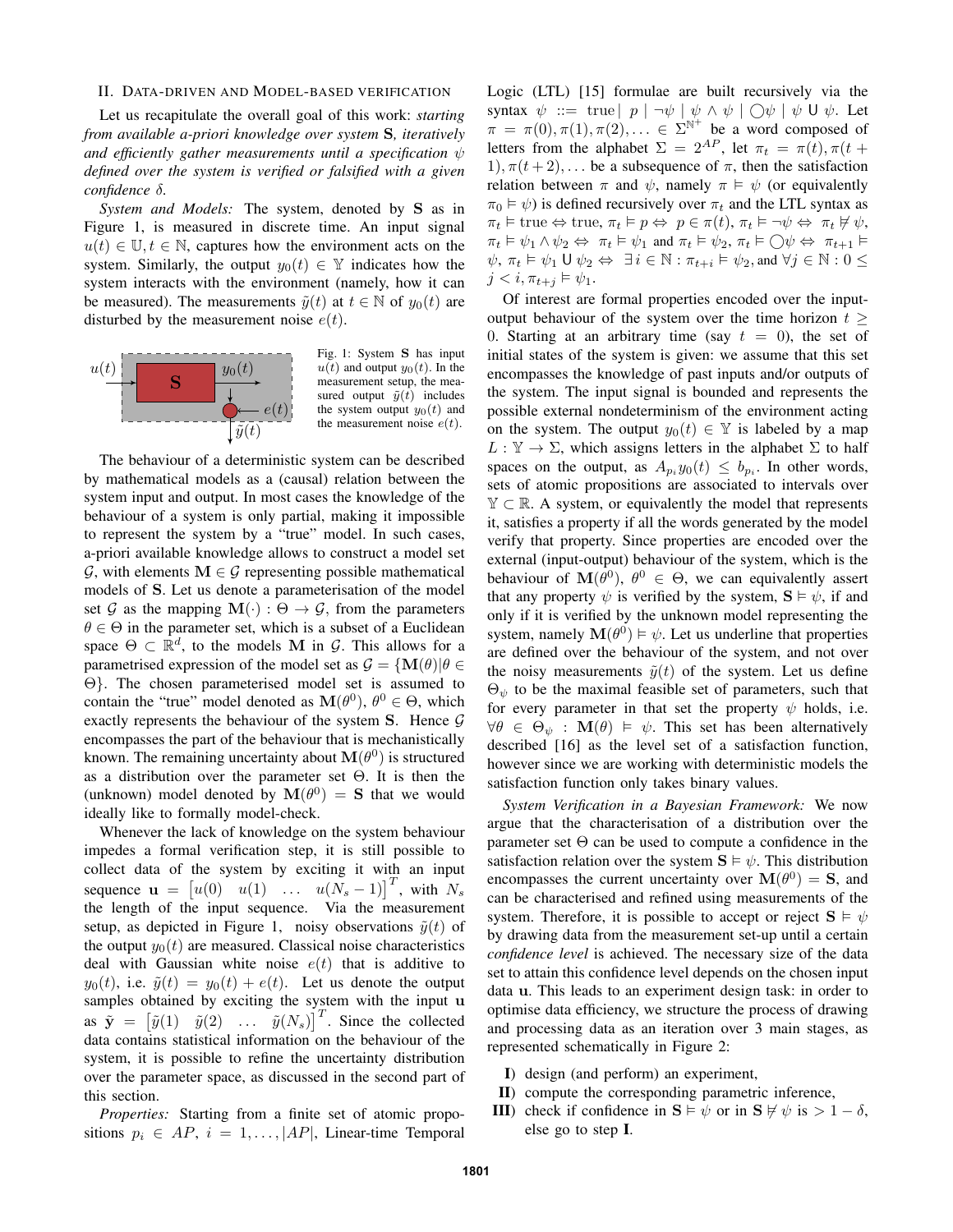## II. Data-driven and Model-based verification

Let us recapitulate the overall goal of this work: *starting from available a-priori knowledge over system* $\mathbf{S}$*, iteratively and efficiently gather measurements until a specification* $\psi$ *defined over the system is verified or falsified with a given confidence* $\delta$.

*System and Models:* The system, denoted by $\mathbf{S}$ as in Figure 1, is measured in discrete time. An input signal $u(t) \in \mathbb{U}, t \in \mathbb{N}$, captures how the environment acts on the system. Similarly, the output $y_0(t) \in \mathbb{Y}$ indicates how the system interacts with the environment (namely, how it can be measured). The measurements $\tilde{y}(t)$ at $t \in \mathbb{N}$ of $y_0(t)$ are disturbed by the measurement noise $e(t)$.

Fig. 1: System $\mathbf{S}$ has input $u(t)$ and output $y_0(t)$. In the measurement setup, the measured output $\tilde{y}(t)$ includes the system output $y_0(t)$ and the measurement noise $e(t)$.

The behaviour of a deterministic system can be described by mathematical models as a (causal) relation between the system input and output. In most cases the knowledge of the behaviour of a system is only partial, making it impossible to represent the system by a "true" model. In such cases, a-priori available knowledge allows to construct a model set $\mathcal{G}$, with elements $\mathbf{M} \in \mathcal{G}$ representing possible mathematical models of $\mathbf{S}$. Let us denote a parameterisation of the model set $\mathcal{G}$ as the mapping $\mathbf{M}(\cdot) : \Theta \to \mathcal{G}$, from the parameters $\theta \in \Theta$ in the parameter set, which is a subset of a Euclidean space $\Theta \subset \mathbb{R}^d$, to the models $\mathbf{M}$ in $\mathcal{G}$. This allows for a parametrised expression of the model set as $\mathcal{G} = \{\mathbf{M}(\theta) | \theta \in \Theta\}$. The chosen parameterised model set is assumed to contain the "true" model denoted as $\mathbf{M}(\theta^0)$, $\theta^0 \in \Theta$, which exactly represents the behaviour of the system $\mathbf{S}$. Hence $\mathcal{G}$ encompasses the part of the behaviour that is mechanistically known. The remaining uncertainty about $\mathbf{M}(\theta^0)$ is structured as a distribution over the parameter set $\Theta$. It is then the (unknown) model denoted by $\mathbf{M}(\theta^0) = \mathbf{S}$ that we would ideally like to formally model-check.

Whenever the lack of knowledge on the system behaviour impedes a formal verification step, it is still possible to collect data of the system by exciting it with an input sequence $\mathbf{u} = \begin{bmatrix} u(0) & u(1) & \dots & u(N_s - 1) \end{bmatrix}^T$, with $N_s$ the length of the input sequence. Via the measurement setup, as depicted in Figure 1, noisy observations $\tilde{y}(t)$ of the output $y_0(t)$ are measured. Classical noise characteristics deal with Gaussian white noise $e(t)$ that is additive to $y_0(t)$, i.e. $\tilde{y}(t) = y_0(t) + e(t)$. Let us denote the output samples obtained by exciting the system with the input $\mathbf{u}$ as $\tilde{\mathbf{y}} = \begin{bmatrix} \tilde{y}(1) & \tilde{y}(2) & \dots & \tilde{y}(N_s) \end{bmatrix}^T$. Since the collected data contains statistical information on the behaviour of the system, it is possible to refine the uncertainty distribution over the parameter space, as discussed in the second part of this section.

*Properties:* Starting from a finite set of atomic propositions $p_i \in AP$, $i = 1, \dots, |AP|$, Linear-time Temporal Logic (LTL) [15] formulae are built recursively via the syntax $\psi ::= \text{true} \mid p \mid \neg\psi \mid \psi \wedge \psi \mid \bigcirc\psi \mid \psi \,\mathsf{U}\, \psi$. Let $\pi = \pi(0), \pi(1), \pi(2), \ldots \in \Sigma^{\mathbb{N}^+}$ be a word composed of letters from the alphabet $\Sigma = 2^{AP}$, let $\pi_t = \pi(t), \pi(t+1), \pi(t+2), \ldots$ be a subsequence of $\pi$, then the satisfaction relation between $\pi$ and $\psi$, namely $\pi \vDash \psi$ (or equivalently $\pi_0 \vDash \psi$) is defined recursively over $\pi_t$ and the LTL syntax as $\pi_t \vDash \text{true} \Leftrightarrow \text{true}$, $\pi_t \vDash p \Leftrightarrow p \in \pi(t)$, $\pi_t \vDash \neg\psi \Leftrightarrow \pi_t \nvDash \psi$, $\pi_t \vDash \psi_1 \wedge \psi_2 \Leftrightarrow \pi_t \vDash \psi_1$ and $\pi_t \vDash \psi_2$, $\pi_t \vDash \bigcirc\psi \Leftrightarrow \pi_{t+1} \vDash \psi$, $\pi_t \vDash \psi_1 \,\mathsf{U}\, \psi_2 \Leftrightarrow \exists i \in \mathbb{N} : \pi_{t+i} \vDash \psi_2$, and $\forall j \in \mathbb{N} : 0 \leq j < i, \pi_{t+j} \vDash \psi_1$.

Of interest are formal properties encoded over the input-output behaviour of the system over the time horizon $t \geq 0$. Starting at an arbitrary time (say $t = 0$), the set of initial states of the system is given: we assume that this set encompasses the knowledge of past inputs and/or outputs of the system. The input signal is bounded and represents the possible external nondeterminism of the environment acting on the system. The output $y_0(t) \in \mathbb{Y}$ is labeled by a map $L : \mathbb{Y} \to \Sigma$, which assigns letters in the alphabet $\Sigma$ to half spaces on the output, as $A_{p_i} y_0(t) \leq b_{p_i}$. In other words, sets of atomic propositions are associated to intervals over $\mathbb{Y} \subset \mathbb{R}$. A system, or equivalently the model that represents it, satisfies a property if all the words generated by the model verify that property. Since properties are encoded over the external (input-output) behaviour of the system, which is the behaviour of $\mathbf{M}(\theta^0)$, $\theta^0 \in \Theta$, we can equivalently assert that any property $\psi$ is verified by the system, $\mathbf{S} \vDash \psi$, if and only if it is verified by the unknown model representing the system, namely $\mathbf{M}(\theta^0) \vDash \psi$. Let us underline that properties are defined over the behaviour of the system, and not over the noisy measurements $\tilde{y}(t)$ of the system. Let us define $\Theta_\psi$ to be the maximal feasible set of parameters, such that for every parameter in that set the property $\psi$ holds, i.e. $\forall \theta \in \Theta_\psi : \mathbf{M}(\theta) \vDash \psi$. This set has been alternatively described [16] as the level set of a satisfaction function, however since we are working with deterministic models the satisfaction function only takes binary values.

*System Verification in a Bayesian Framework:* We now argue that the characterisation of a distribution over the parameter set $\Theta$ can be used to compute a confidence in the satisfaction relation over the system $\mathbf{S} \vDash \psi$. This distribution encompasses the current uncertainty over $\mathbf{M}(\theta^0) = \mathbf{S}$, and can be characterised and refined using measurements of the system. Therefore, it is possible to accept or reject $\mathbf{S} \vDash \psi$ by drawing data from the measurement set-up until a certain *confidence level* is achieved. The necessary size of the data set to attain this confidence level depends on the chosen input data $\mathbf{u}$. This leads to an experiment design task: in order to optimise data efficiency, we structure the process of drawing and processing data as an iteration over 3 main stages, as represented schematically in Figure 2:

**I)** design (and perform) an experiment,

**II)** compute the corresponding parametric inference,

**III)** check if confidence in $\mathbf{S} \vDash \psi$ or in $\mathbf{S} \nvDash \psi$ is $> 1 - \delta$, else go to step **I**.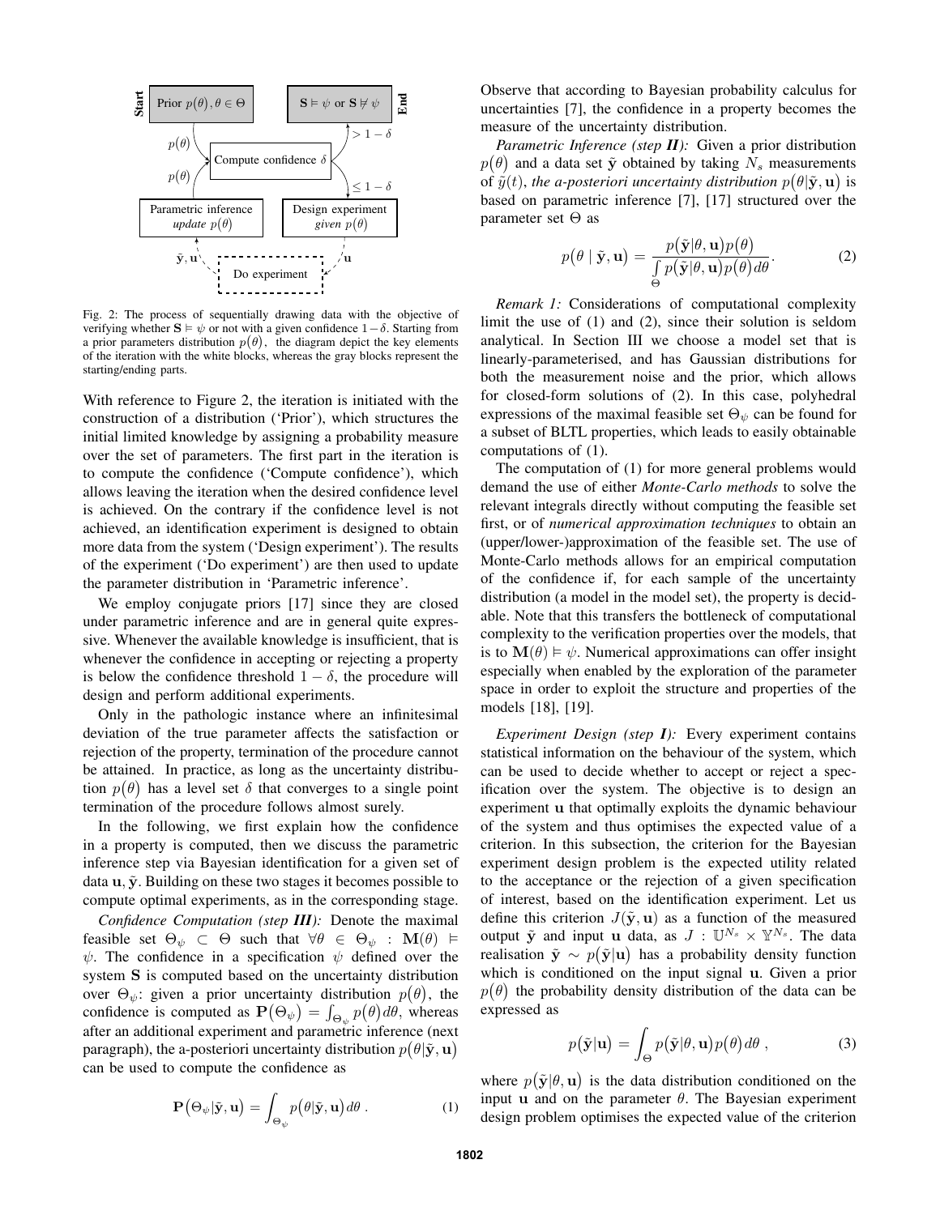Fig. 2: The process of sequentially drawing data with the objective of verifying whether $\mathbf{S} \vDash \psi$ or not with a given confidence $1-\delta$. Starting from a prior parameters distribution $p(\theta)$, the diagram depict the key elements of the iteration with the white blocks, whereas the gray blocks represent the starting/ending parts.

With reference to Figure 2, the iteration is initiated with the construction of a distribution ('Prior'), which structures the initial limited knowledge by assigning a probability measure over the set of parameters. The first part in the iteration is to compute the confidence ('Compute confidence'), which allows leaving the iteration when the desired confidence level is achieved. On the contrary if the confidence level is not achieved, an identification experiment is designed to obtain more data from the system ('Design experiment'). The results of the experiment ('Do experiment') are then used to update the parameter distribution in 'Parametric inference'.

We employ conjugate priors [17] since they are closed under parametric inference and are in general quite expressive. Whenever the available knowledge is insufficient, that is whenever the confidence in accepting or rejecting a property is below the confidence threshold $1 - \delta$, the procedure will design and perform additional experiments.

Only in the pathologic instance where an infinitesimal deviation of the true parameter affects the satisfaction or rejection of the property, termination of the procedure cannot be attained. In practice, as long as the uncertainty distribution $p(\theta)$ has a level set $\delta$ that converges to a single point termination of the procedure follows almost surely.

In the following, we first explain how the confidence in a property is computed, then we discuss the parametric inference step via Bayesian identification for a given set of data $\mathbf{u}, \tilde{\mathbf{y}}$. Building on these two stages it becomes possible to compute optimal experiments, as in the corresponding stage.

*Confidence Computation (step **III**):* Denote the maximal feasible set $\Theta_\psi \subset \Theta$ such that $\forall \theta \in \Theta_\psi : \mathbf{M}(\theta) \vDash \psi$. The confidence in a specification $\psi$ defined over the system $\mathbf{S}$ is computed based on the uncertainty distribution over $\Theta_\psi$: given a prior uncertainty distribution $p(\theta)$, the confidence is computed as $\mathbf{P}(\Theta_\psi) = \int_{\Theta_\psi} p(\theta) d\theta$, whereas after an additional experiment and parametric inference (next paragraph), the a-posteriori uncertainty distribution $p(\theta|\tilde{\mathbf{y}}, \mathbf{u})$ can be used to compute the confidence as

$$\mathbf{P}(\Theta_\psi|\tilde{\mathbf{y}}, \mathbf{u}) = \int_{\Theta_\psi} p(\theta|\tilde{\mathbf{y}}, \mathbf{u}) d\theta \,. \tag{1}$$

Observe that according to Bayesian probability calculus for uncertainties [7], the confidence in a property becomes the measure of the uncertainty distribution.

*Parametric Inference (step **II**):* Given a prior distribution $p(\theta)$ and a data set $\tilde{\mathbf{y}}$ obtained by taking $N_s$ measurements of $\tilde{y}(t)$, *the a-posteriori uncertainty distribution* $p(\theta|\tilde{\mathbf{y}}, \mathbf{u})$ is based on parametric inference [7], [17] structured over the parameter set $\Theta$ as

$$p(\theta \mid \tilde{\mathbf{y}}, \mathbf{u}) = \frac{p(\tilde{\mathbf{y}}|\theta, \mathbf{u}) p(\theta)}{\int_\Theta p(\tilde{\mathbf{y}}|\theta, \mathbf{u}) p(\theta) d\theta}. \tag{2}$$

*Remark 1:* Considerations of computational complexity limit the use of (1) and (2), since their solution is seldom analytical. In Section III we choose a model set that is linearly-parameterised, and has Gaussian distributions for both the measurement noise and the prior, which allows for closed-form solutions of (2). In this case, polyhedral expressions of the maximal feasible set $\Theta_\psi$ can be found for a subset of BLTL properties, which leads to easily obtainable computations of (1).

The computation of (1) for more general problems would demand the use of either *Monte-Carlo methods* to solve the relevant integrals directly without computing the feasible set first, or of *numerical approximation techniques* to obtain an (upper/lower-)approximation of the feasible set. The use of Monte-Carlo methods allows for an empirical computation of the confidence if, for each sample of the uncertainty distribution (a model in the model set), the property is decidable. Note that this transfers the bottleneck of computational complexity to the verification properties over the models, that is to $\mathbf{M}(\theta) \vDash \psi$. Numerical approximations can offer insight especially when enabled by the exploration of the parameter space in order to exploit the structure and properties of the models [18], [19].

*Experiment Design (step **I**):* Every experiment contains statistical information on the behaviour of the system, which can be used to decide whether to accept or reject a specification over the system. The objective is to design an experiment $\mathbf{u}$ that optimally exploits the dynamic behaviour of the system and thus optimises the expected value of a criterion. In this subsection, the criterion for the Bayesian experiment design problem is the expected utility related to the acceptance or the rejection of a given specification of interest, based on the identification experiment. Let us define this criterion $J(\tilde{\mathbf{y}}, \mathbf{u})$ as a function of the measured output $\tilde{\mathbf{y}}$ and input $\mathbf{u}$ data, as $J : \mathbb{U}^{N_s} \times \mathbb{Y}^{N_s}$. The data realisation $\tilde{\mathbf{y}} \sim p(\tilde{\mathbf{y}}|\mathbf{u})$ has a probability density function which is conditioned on the input signal $\mathbf{u}$. Given a prior $p(\theta)$ the probability density distribution of the data can be expressed as

$$p(\tilde{\mathbf{y}}|\mathbf{u}) = \int_\Theta p(\tilde{\mathbf{y}}|\theta, \mathbf{u}) p(\theta) d\theta \,, \tag{3}$$

where $p(\tilde{\mathbf{y}}|\theta, \mathbf{u})$ is the data distribution conditioned on the input $\mathbf{u}$ and on the parameter $\theta$. The Bayesian experiment design problem optimises the expected value of the criterion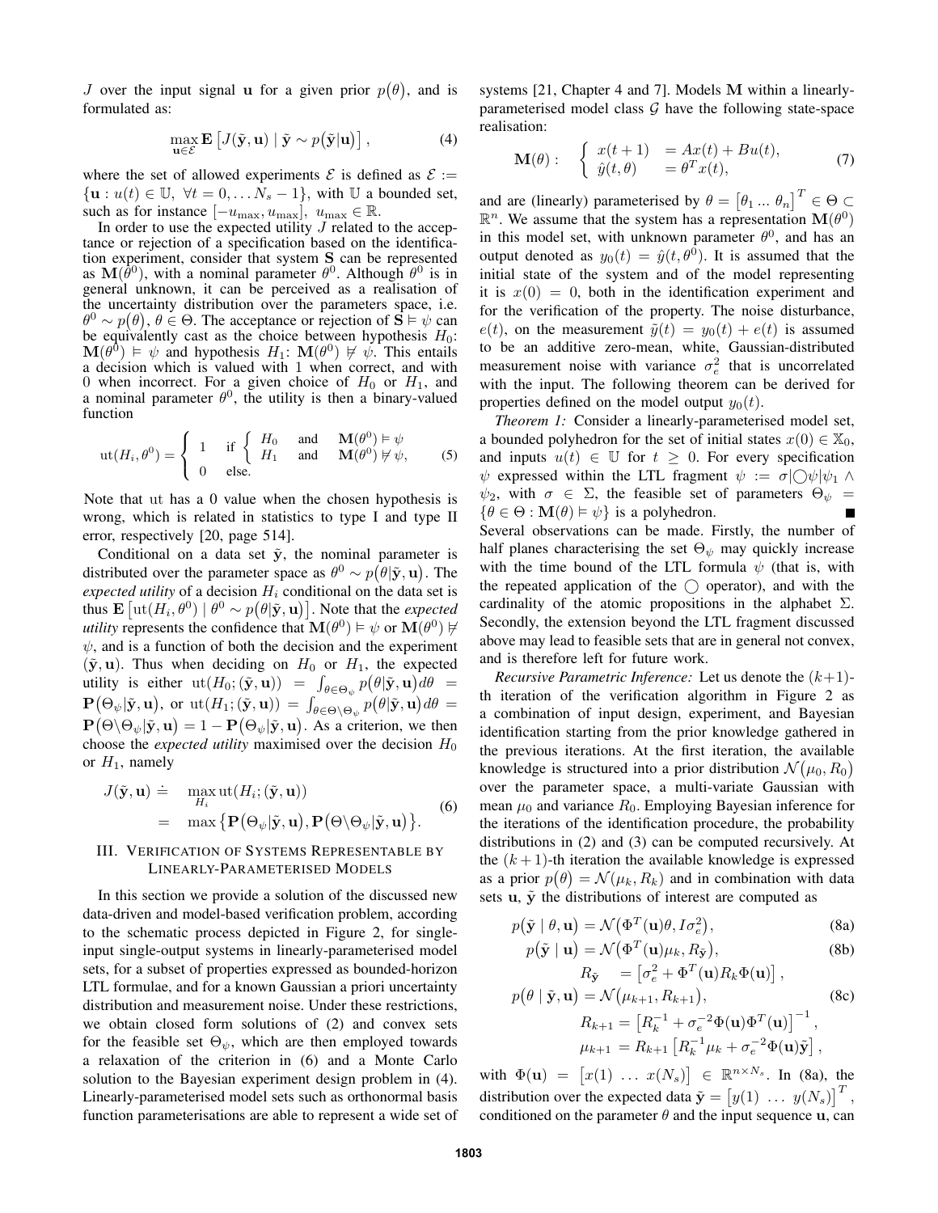$J$ over the input signal $\mathbf{u}$ for a given prior $p(\theta)$, and is formulated as:

$$\max_{\mathbf{u}\in\mathcal{E}} \mathbf{E}\left[J(\tilde{\mathbf{y}},\mathbf{u}) \mid \tilde{\mathbf{y}} \sim p(\tilde{\mathbf{y}}|\mathbf{u})\right], \tag{4}$$

where the set of allowed experiments $\mathcal{E}$ is defined as $\mathcal{E} := \{\mathbf{u} : u(t) \in \mathbb{U},\ \forall t = 0,\dots N_s - 1\}$, with $\mathbb{U}$ a bounded set, such as for instance $[-u_{\max}, u_{\max}]$, $u_{\max} \in \mathbb{R}$.

In order to use the expected utility $J$ related to the acceptance or rejection of a specification based on the identification experiment, consider that system $\mathbf{S}$ can be represented as $\mathbf{M}(\theta^0)$, with a nominal parameter $\theta^0$. Although $\theta^0$ is in general unknown, it can be perceived as a realisation of the uncertainty distribution over the parameters space, i.e. $\theta^0 \sim p(\theta)$, $\theta \in \Theta$. The acceptance or rejection of $\mathbf{S} \vDash \psi$ can be equivalently cast as the choice between hypothesis $H_0$: $\mathbf{M}(\theta^0) \vDash \psi$ and hypothesis $H_1$: $\mathbf{M}(\theta^0) \nvDash \psi$. This entails a decision which is valued with 1 when correct, and with 0 when incorrect. For a given choice of $H_0$ or $H_1$, and a nominal parameter $\theta^0$, the utility is then a binary-valued function

$$\mathrm{ut}(H_i, \theta^0) = \begin{cases} 1 & \text{if } \begin{cases} H_0 & \text{and} \quad \mathbf{M}(\theta^0) \vDash \psi \\ H_1 & \text{and} \quad \mathbf{M}(\theta^0) \nvDash \psi, \end{cases} \\ 0 & \text{else.} \end{cases} \tag{5}$$

Note that ut has a 0 value when the chosen hypothesis is wrong, which is related in statistics to type I and type II error, respectively [20, page 514].

Conditional on a data set $\tilde{\mathbf{y}}$, the nominal parameter is distributed over the parameter space as $\theta^0 \sim p(\theta|\tilde{\mathbf{y}},\mathbf{u})$. The *expected utility* of a decision $H_i$ conditional on the data set is thus $\mathbf{E}\left[\mathrm{ut}(H_i,\theta^0) \mid \theta^0 \sim p(\theta|\tilde{\mathbf{y}},\mathbf{u})\right]$. Note that the *expected utility* represents the confidence that $\mathbf{M}(\theta^0) \vDash \psi$ or $\mathbf{M}(\theta^0) \nvDash \psi$, and is a function of both the decision and the experiment $(\tilde{\mathbf{y}},\mathbf{u})$. Thus when deciding on $H_0$ or $H_1$, the expected utility is either $\mathrm{ut}(H_0; (\tilde{\mathbf{y}},\mathbf{u})) = \int_{\theta\in\Theta_\psi} p(\theta|\tilde{\mathbf{y}},\mathbf{u})d\theta = \mathbf{P}(\Theta_\psi|\tilde{\mathbf{y}},\mathbf{u})$, or $\mathrm{ut}(H_1; (\tilde{\mathbf{y}},\mathbf{u})) = \int_{\theta\in\Theta\setminus\Theta_\psi} p(\theta|\tilde{\mathbf{y}},\mathbf{u})d\theta = \mathbf{P}(\Theta\setminus\Theta_\psi|\tilde{\mathbf{y}},\mathbf{u}) = 1 - \mathbf{P}(\Theta_\psi|\tilde{\mathbf{y}},\mathbf{u})$. As a criterion, we then choose the *expected utility* maximised over the decision $H_0$ or $H_1$, namely

$$\begin{aligned} J(\tilde{\mathbf{y}},\mathbf{u}) \doteq&\ \max_{H_i} \mathrm{ut}(H_i; (\tilde{\mathbf{y}},\mathbf{u})) \\ =&\ \max\left\{\mathbf{P}(\Theta_\psi|\tilde{\mathbf{y}},\mathbf{u}), \mathbf{P}(\Theta\setminus\Theta_\psi|\tilde{\mathbf{y}},\mathbf{u})\right\}. \end{aligned} \tag{6}$$

## III. Verification of Systems Representable by Linearly-Parameterised Models

In this section we provide a solution of the discussed new data-driven and model-based verification problem, according to the schematic process depicted in Figure 2, for single-input single-output systems in linearly-parameterised model sets, for a subset of properties expressed as bounded-horizon LTL formulae, and for a known Gaussian a priori uncertainty distribution and measurement noise. Under these restrictions, we obtain closed form solutions of (2) and (3) and convex sets for the feasible set $\Theta_\psi$, which are then employed towards a relaxation of the criterion in (6) and a Monte Carlo solution to the Bayesian experiment design problem in (4). Linearly-parameterised model sets such as orthonormal basis function parameterisations are able to represent a wide set of systems [21, Chapter 4 and 7]. Models $\mathbf{M}$ within a linearly-parameterised model class $\mathcal{G}$ have the following state-space realisation:

$$\mathbf{M}(\theta): \quad \begin{cases} x(t+1) &= Ax(t) + Bu(t), \\ \hat{y}(t,\theta) &= \theta^T x(t), \end{cases} \tag{7}$$

and are (linearly) parameterised by $\theta = \begin{bmatrix}\theta_1 \dots \theta_n\end{bmatrix}^T \in \Theta \subset \mathbb{R}^n$. We assume that the system has a representation $\mathbf{M}(\theta^0)$ in this model set, with unknown parameter $\theta^0$, and has an output denoted as $y_0(t) = \hat{y}(t,\theta^0)$. It is assumed that the initial state of the system and of the model representing it is $x(0) = 0$, both in the identification experiment and for the verification of the property. The noise disturbance, $e(t)$, on the measurement $\tilde{y}(t) = y_0(t) + e(t)$ is assumed to be an additive zero-mean, white, Gaussian-distributed measurement noise with variance $\sigma_e^2$ that is uncorrelated with the input. The following theorem can be derived for properties defined on the model output $y_0(t)$.

*Theorem 1:* Consider a linearly-parameterised model set, a bounded polyhedron for the set of initial states $x(0) \in \mathbb{X}_0$, and inputs $u(t) \in \mathbb{U}$ for $t \geq 0$. For every specification $\psi$ expressed within the LTL fragment $\psi := \sigma|\bigcirc\psi|\psi_1 \wedge \psi_2$, with $\sigma \in \Sigma$, the feasible set of parameters $\Theta_\psi = \{\theta \in \Theta : \mathbf{M}(\theta) \vDash \psi\}$ is a polyhedron. ■

Several observations can be made. Firstly, the number of half planes characterising the set $\Theta_\psi$ may quickly increase with the time bound of the LTL formula $\psi$ (that is, with the repeated application of the $\bigcirc$ operator), and with the cardinality of the atomic propositions in the alphabet $\Sigma$. Secondly, the extension beyond the LTL fragment discussed above may lead to feasible sets that are in general not convex, and is therefore left for future work.

*Recursive Parametric Inference:* Let us denote the $(k+1)$-th iteration of the verification algorithm in Figure 2 as a combination of input design, experiment, and Bayesian identification starting from the prior knowledge gathered in the previous iterations. At the first iteration, the available knowledge is structured into a prior distribution $\mathcal{N}(\mu_0, R_0)$ over the parameter space, a multi-variate Gaussian with mean $\mu_0$ and variance $R_0$. Employing Bayesian inference for the iterations of the identification procedure, the probability distributions in (2) and (3) can be computed recursively. At the $(k+1)$-th iteration the available knowledge is expressed as a prior $p(\theta) = \mathcal{N}(\mu_k, R_k)$ and in combination with data sets $\mathbf{u}$, $\tilde{\mathbf{y}}$ the distributions of interest are computed as

$$p(\tilde{\mathbf{y}} \mid \theta, \mathbf{u}) = \mathcal{N}(\Phi^T(\mathbf{u})\theta, I\sigma_e^2), \tag{8a}$$

$$p(\tilde{\mathbf{y}} \mid \mathbf{u}) = \mathcal{N}(\Phi^T(\mathbf{u})\mu_k, R_{\tilde{\mathbf{y}}}), \tag{8b}$$

$$R_{\tilde{\mathbf{y}}} = \left[\sigma_e^2 + \Phi^T(\mathbf{u})R_k\Phi(\mathbf{u})\right],$$

$$p(\theta \mid \tilde{\mathbf{y}}, \mathbf{u}) = \mathcal{N}(\mu_{k+1}, R_{k+1}), \tag{8c}$$

$$R_{k+1} = \left[R_k^{-1} + \sigma_e^{-2}\Phi(\mathbf{u})\Phi^T(\mathbf{u})\right]^{-1},$$

$$\mu_{k+1} = R_{k+1}\left[R_k^{-1}\mu_k + \sigma_e^{-2}\Phi(\mathbf{u})\tilde{\mathbf{y}}\right],$$

with $\Phi(\mathbf{u}) = \begin{bmatrix}x(1) & \dots & x(N_s)\end{bmatrix} \in \mathbb{R}^{n\times N_s}$. In (8a), the distribution over the expected data $\tilde{\mathbf{y}} = \begin{bmatrix}y(1) & \dots & y(N_s)\end{bmatrix}^T$, conditioned on the parameter $\theta$ and the input sequence $\mathbf{u}$, can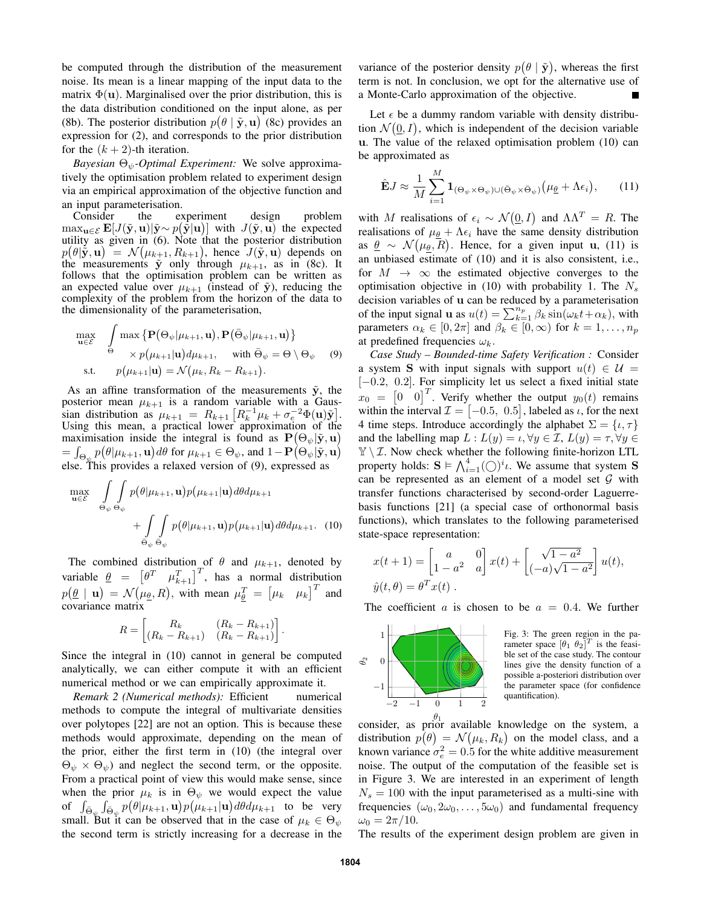be computed through the distribution of the measurement noise. Its mean is a linear mapping of the input data to the matrix $\Phi(\mathbf{u})$. Marginalised over the prior distribution, this is the data distribution conditioned on the input alone, as per (8b). The posterior distribution $p(\theta \mid \tilde{\mathbf{y}}, \mathbf{u})$ (8c) provides an expression for (2), and corresponds to the prior distribution for the $(k+2)$-th iteration.

*Bayesian $\Theta_\psi$-Optimal Experiment:* We solve approximatively the optimisation problem related to experiment design via an empirical approximation of the objective function and an input parameterisation.

Consider the experiment design problem $\max_{\mathbf{u}\in\mathcal{E}} \mathbf{E}[J(\tilde{\mathbf{y}}, \mathbf{u}) | \tilde{\mathbf{y}} \sim p(\tilde{\mathbf{y}}|\mathbf{u})]$ with $J(\tilde{\mathbf{y}}, \mathbf{u})$ the expected utility as given in (6). Note that the posterior distribution $p(\theta|\tilde{\mathbf{y}}, \mathbf{u}) = \mathcal{N}(\mu_{k+1}, R_{k+1})$, hence $J(\tilde{\mathbf{y}}, \mathbf{u})$ depends on the measurements $\tilde{\mathbf{y}}$ only through $\mu_{k+1}$, as in (8c). It follows that the optimisation problem can be written as an expected value over $\mu_{k+1}$ (instead of $\tilde{\mathbf{y}}$), reducing the complexity of the problem from the horizon of the data to the dimensionality of the parameterisation,

$$
\begin{aligned}
\max_{\mathbf{u}\in\mathcal{E}} \quad & \int_{\Theta} \max\left\{\mathbf{P}(\Theta_\psi|\mu_{k+1}, \mathbf{u}), \mathbf{P}(\bar{\Theta}_\psi|\mu_{k+1}, \mathbf{u})\right\} \\
& \qquad \times p(\mu_{k+1}|\mathbf{u}) d\mu_{k+1}, \quad \text{with } \bar{\Theta}_\psi = \Theta \setminus \Theta_\psi \qquad (9) \\
\text{s.t.} \quad & p(\mu_{k+1}|\mathbf{u}) = \mathcal{N}(\mu_k, R_k - R_{k+1}).
\end{aligned}
$$

As an affine transformation of the measurements $\tilde{\mathbf{y}}$, the posterior mean $\mu_{k+1}$ is a random variable with a Gaussian distribution as $\mu_{k+1} = R_{k+1}\left[R_k^{-1}\mu_k + \sigma_e^{-2}\Phi(\mathbf{u})\tilde{\mathbf{y}}\right]$. Using this mean, a practical lower approximation of the maximisation inside the integral is found as $\mathbf{P}(\Theta_\psi|\tilde{\mathbf{y}}, \mathbf{u}) = \int_{\Theta_\psi} p(\theta|\mu_{k+1}, \mathbf{u}) d\theta$ for $\mu_{k+1} \in \Theta_\psi$, and $1 - \mathbf{P}(\Theta_\psi|\tilde{\mathbf{y}}, \mathbf{u})$ else. This provides a relaxed version of (9), expressed as

$$
\begin{aligned}
\max_{\mathbf{u}\in\mathcal{E}} \quad & \int_{\Theta_\psi}\int_{\Theta_\psi} p(\theta|\mu_{k+1}, \mathbf{u}) p(\mu_{k+1}|\mathbf{u}) d\theta d\mu_{k+1} \\
& + \int_{\bar{\Theta}_\psi}\int_{\bar{\Theta}_\psi} p(\theta|\mu_{k+1}, \mathbf{u}) p(\mu_{k+1}|\mathbf{u}) d\theta d\mu_{k+1}. \qquad (10)
\end{aligned}
$$

The combined distribution of $\theta$ and $\mu_{k+1}$, denoted by variable $\underline{\theta} = \begin{bmatrix}\theta^T & \mu_{k+1}^T\end{bmatrix}^T$, has a normal distribution $p(\underline{\theta} \mid \mathbf{u}) = \mathcal{N}(\mu_{\underline{\theta}}, R)$, with mean $\mu_{\underline{\theta}}^T = \begin{bmatrix}\mu_k & \mu_k\end{bmatrix}^T$ and covariance matrix

$$
R = \begin{bmatrix} R_k & (R_k - R_{k+1}) \\ (R_k - R_{k+1}) & (R_k - R_{k+1}) \end{bmatrix}.
$$

Since the integral in (10) cannot in general be computed analytically, we can either compute it with an efficient numerical method or we can empirically approximate it.

*Remark 2 (Numerical methods):* Efficient numerical methods to compute the integral of multivariate densities over polytopes [22] are not an option. This is because these methods would approximate, depending on the mean of the prior, either the first term in (10) (the integral over $\Theta_\psi \times \Theta_\psi$) and neglect the second term, or the opposite. From a practical point of view this would make sense, since when the prior $\mu_k$ is in $\Theta_\psi$ we would expect the value of $\int_{\bar{\Theta}_\psi}\int_{\bar{\Theta}_\psi} p(\theta|\mu_{k+1}, \mathbf{u}) p(\mu_{k+1}|\mathbf{u}) d\theta d\mu_{k+1}$ to be very small. But it can be observed that in the case of $\mu_k \in \Theta_\psi$ the second term is strictly increasing for a decrease in the variance of the posterior density $p(\theta \mid \tilde{\mathbf{y}})$, whereas the first term is not. In conclusion, we opt for the alternative use of a Monte-Carlo approximation of the objective. ■

Let $\epsilon$ be a dummy random variable with density distribution $\mathcal{N}(\underline{0}, I)$, which is independent of the decision variable $\mathbf{u}$. The value of the relaxed optimisation problem (10) can be approximated as

$$
\hat{\mathbf{E}}J \approx \frac{1}{M}\sum_{i=1}^{M} \mathbf{1}_{(\Theta_\psi \times \Theta_\psi)\cup(\bar{\Theta}_\psi \times \bar{\Theta}_\psi)}\left(\mu_{\underline{\theta}} + \Lambda\epsilon_i\right), \qquad (11)
$$

with $M$ realisations of $\epsilon_i \sim \mathcal{N}(\underline{0}, I)$ and $\Lambda\Lambda^T = R$. The realisations of $\mu_{\underline{\theta}} + \Lambda\epsilon_i$ have the same density distribution as $\underline{\theta} \sim \mathcal{N}(\mu_{\underline{\theta}}, R)$. Hence, for a given input $\mathbf{u}$, (11) is an unbiased estimate of (10) and it is also consistent, i.e., for $M \to \infty$ the estimated objective converges to the optimisation objective in (10) with probability 1. The $N_s$ decision variables of $\mathbf{u}$ can be reduced by a parameterisation of the input signal $\mathbf{u}$ as $u(t) = \sum_{k=1}^{n_p} \beta_k \sin(\omega_k t + \alpha_k)$, with parameters $\alpha_k \in [0, 2\pi]$ and $\beta_k \in [0, \infty)$ for $k = 1, \ldots, n_p$ at predefined frequencies $\omega_k$.

*Case Study – Bounded-time Safety Verification :* Consider a system $\mathbf{S}$ with input signals with support $u(t) \in \mathcal{U} = [-0.2,\ 0.2]$. For simplicity let us select a fixed initial state $x_0 = \begin{bmatrix}0 & 0\end{bmatrix}^T$. Verify whether the output $y_0(t)$ remains within the interval $\mathcal{I} = [-0.5,\ 0.5]$, labeled as $\iota$, for the next 4 time steps. Introduce accordingly the alphabet $\Sigma = \{\iota, \tau\}$ and the labelling map $L : L(y) = \iota, \forall y \in \mathcal{I}$, $L(y) = \tau, \forall y \in \mathbb{Y} \setminus \mathcal{I}$. Now check whether the following finite-horizon LTL property holds: $\mathbf{S} \vDash \bigwedge_{i=1}^{4} (\bigcirc)^i \iota$. We assume that system $\mathbf{S}$ can be represented as an element of a model set $\mathcal{G}$ with transfer functions characterised by second-order Laguerre-basis functions [21] (a special case of orthonormal basis functions), which translates to the following parameterised state-space representation:

$$
\begin{aligned}
x(t+1) &= \begin{bmatrix} a & 0 \\ 1-a^2 & a \end{bmatrix} x(t) + \begin{bmatrix} \sqrt{1-a^2} \\ (-a)\sqrt{1-a^2} \end{bmatrix} u(t), \\
\hat{y}(t, \theta) &= \theta^T x(t)\ .
\end{aligned}
$$

The coefficient $a$ is chosen to be $a = 0.4$. We further consider, as prior available knowledge on the system, a distribution $p(\theta) = \mathcal{N}(\mu_k, R_k)$ on the model class, and a known variance $\sigma_e^2 = 0.5$ for the white additive measurement noise. The output of the computation of the feasible set is in Figure 3. We are interested in an experiment of length $N_s = 100$ with the input parameterised as a multi-sine with frequencies $(\omega_0, 2\omega_0, \ldots, 5\omega_0)$ and fundamental frequency $\omega_0 = 2\pi/10$.

Fig. 3: The green region in the parameter space $[\theta_1\ \theta_2]^T$ is the feasible set of the case study. The contour lines give the density function of a possible a-posteriori distribution over the parameter space (for confidence quantification).

The results of the experiment design problem are given in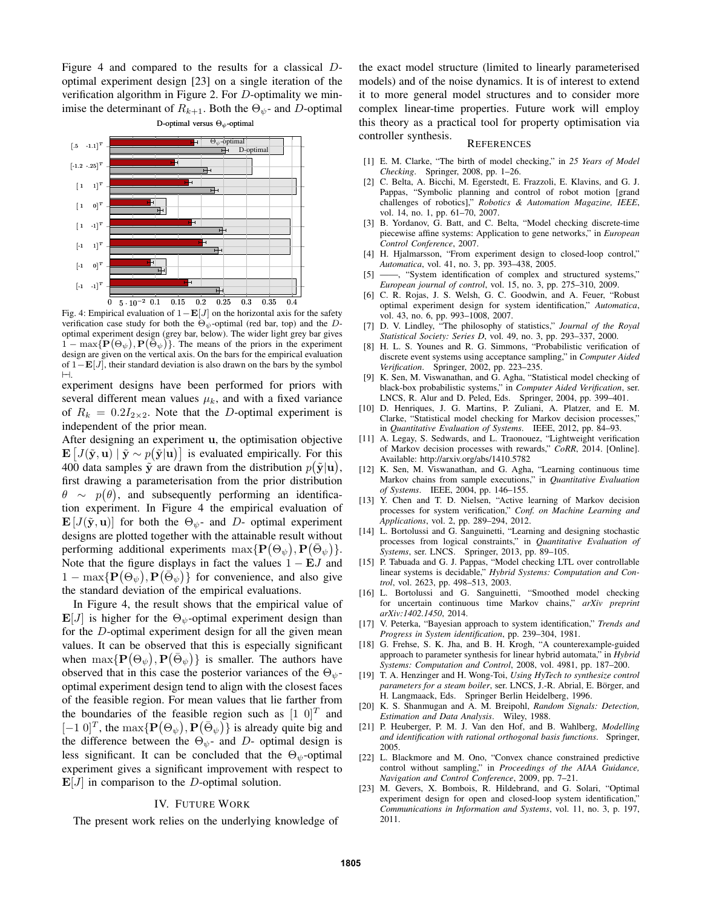Figure 4 and compared to the results for a classical $D$-optimal experiment design [23] on a single iteration of the verification algorithm in Figure 2. For $D$-optimality we minimise the determinant of $R_{k+1}$. Both the $\Theta_\psi$- and $D$-optimal

D-optimal versus $\Theta_\psi$-optimal

$\Theta_\psi$-optimal
D-optimal
$[.5\ \ -1.1]^T$
$[-1.2\ \ -.25]^T$
$[1\ \ 1]^T$
$[1\ \ 0]^T$
$[1\ \ -1]^T$
$[-1\ \ 1]^T$
$[-1\ \ 0]^T$
$[-1\ \ -1]^T$
0 $5 \cdot 10^{-2}$ 0.1 0.15 0.2 0.25 0.3 0.35 0.4

Fig. 4: Empirical evaluation of $1-\mathbf{E}[J]$ on the horizontal axis for the safety verification case study for both the $\Theta_\psi$-optimal (red bar, top) and the $D$-optimal experiment design (grey bar, below). The wider light grey bar gives $1 - \max\{\mathbf{P}(\Theta_\psi), \mathbf{P}(\bar{\Theta}_\psi)\}$. The means of the priors in the experiment design are given on the vertical axis. On the bars for the empirical evaluation of $1-\mathbf{E}[J]$, their standard deviation is also drawn on the bars by the symbol $\vdash\!\dashv$.

experiment designs have been performed for priors with several different mean values $\mu_k$, and with a fixed variance of $R_k = 0.2I_{2\times2}$. Note that the $D$-optimal experiment is independent of the prior mean.

After designing an experiment $\mathbf{u}$, the optimisation objective $\mathbf{E}\left[J(\tilde{\mathbf{y}}, \mathbf{u}) \mid \tilde{\mathbf{y}} \sim p(\tilde{\mathbf{y}}|\mathbf{u})\right]$ is evaluated empirically. For this 400 data samples $\tilde{\mathbf{y}}$ are drawn from the distribution $p(\tilde{\mathbf{y}}|\mathbf{u})$, first drawing a parameterisation from the prior distribution $\theta \sim p(\theta)$, and subsequently performing an identification experiment. In Figure 4 the empirical evaluation of $\mathbf{E}[J(\tilde{\mathbf{y}}, \mathbf{u})]$ for both the $\Theta_\psi$- and $D$- optimal experiment designs are plotted together with the attainable result without performing additional experiments $\max\{\mathbf{P}(\Theta_\psi), \mathbf{P}(\bar{\Theta}_\psi)\}$. Note that the figure displays in fact the values $1 - \mathbf{E}J$ and $1 - \max\{\mathbf{P}(\Theta_\psi), \mathbf{P}(\bar{\Theta}_\psi)\}$ for convenience, and also give the standard deviation of the empirical evaluations.

In Figure 4, the result shows that the empirical value of $\mathbf{E}[J]$ is higher for the $\Theta_\psi$-optimal experiment design than for the $D$-optimal experiment design for all the given mean values. It can be observed that this is especially significant when $\max\{\mathbf{P}(\Theta_\psi), \mathbf{P}(\bar{\Theta}_\psi)\}$ is smaller. The authors have observed that in this case the posterior variances of the $\Theta_\psi$-optimal experiment design tend to align with the closest faces of the feasible region. For mean values that lie farther from the boundaries of the feasible region such as $[1\ 0]^T$ and $[-1\ 0]^T$, the $\max\{\mathbf{P}(\Theta_\psi), \mathbf{P}(\bar{\Theta}_\psi)\}$ is already quite big and the difference between the $\Theta_\psi$- and $D$- optimal design is less significant. It can be concluded that the $\Theta_\psi$-optimal experiment gives a significant improvement with respect to $\mathbf{E}[J]$ in comparison to the $D$-optimal solution.

## IV. Future Work

The present work relies on the underlying knowledge of the exact model structure (limited to linearly parameterised models) and of the noise dynamics. It is of interest to extend it to more general model structures and to consider more complex linear-time properties. Future work will employ this theory as a practical tool for property optimisation via controller synthesis.

## References

[1] E. M. Clarke, "The birth of model checking," in *25 Years of Model Checking*. Springer, 2008, pp. 1–26.

[2] C. Belta, A. Bicchi, M. Egerstedt, E. Frazzoli, E. Klavins, and G. J. Pappas, "Symbolic planning and control of robot motion [grand challenges of robotics]," *Robotics & Automation Magazine, IEEE*, vol. 14, no. 1, pp. 61–70, 2007.

[3] B. Yordanov, G. Batt, and C. Belta, "Model checking discrete-time piecewise affine systems: Application to gene networks," in *European Control Conference*, 2007.

[4] H. Hjalmarsson, "From experiment design to closed-loop control," *Automatica*, vol. 41, no. 3, pp. 393–438, 2005.

[5] ——, "System identification of complex and structured systems," *European journal of control*, vol. 15, no. 3, pp. 275–310, 2009.

[6] C. R. Rojas, J. S. Welsh, G. C. Goodwin, and A. Feuer, "Robust optimal experiment design for system identification," *Automatica*, vol. 43, no. 6, pp. 993–1008, 2007.

[7] D. V. Lindley, "The philosophy of statistics," *Journal of the Royal Statistical Society: Series D*, vol. 49, no. 3, pp. 293–337, 2000.

[8] H. L. S. Younes and R. G. Simmons, "Probabilistic verification of discrete event systems using acceptance sampling," in *Computer Aided Verification*. Springer, 2002, pp. 223–235.

[9] K. Sen, M. Viswanathan, and G. Agha, "Statistical model checking of black-box probabilistic systems," in *Computer Aided Verification*, ser. LNCS, R. Alur and D. Peled, Eds. Springer, 2004, pp. 399–401.

[10] D. Henriques, J. G. Martins, P. Zuliani, A. Platzer, and E. M. Clarke, "Statistical model checking for Markov decision processes," in *Quantitative Evaluation of Systems*. IEEE, 2012, pp. 84–93.

[11] A. Legay, S. Sedwards, and L. Traonouez, "Lightweight verification of Markov decision processes with rewards," *CoRR*, 2014. [Online]. Available: http://arxiv.org/abs/1410.5782

[12] K. Sen, M. Viswanathan, and G. Agha, "Learning continuous time Markov chains from sample executions," in *Quantitative Evaluation of Systems*. IEEE, 2004, pp. 146–155.

[13] Y. Chen and T. D. Nielsen, "Active learning of Markov decision processes for system verification," *Conf. on Machine Learning and Applications*, vol. 2, pp. 289–294, 2012.

[14] L. Bortolussi and G. Sanguinetti, "Learning and designing stochastic processes from logical constraints," in *Quantitative Evaluation of Systems*, ser. LNCS. Springer, 2013, pp. 89–105.

[15] P. Tabuada and G. J. Pappas, "Model checking LTL over controllable linear systems is decidable," *Hybrid Systems: Computation and Control*, vol. 2623, pp. 498–513, 2003.

[16] L. Bortolussi and G. Sanguinetti, "Smoothed model checking for uncertain continuous time Markov chains," *arXiv preprint arXiv:1402.1450*, 2014.

[17] V. Peterka, "Bayesian approach to system identification," *Trends and Progress in System identification*, pp. 239–304, 1981.

[18] G. Frehse, S. K. Jha, and B. H. Krogh, "A counterexample-guided approach to parameter synthesis for linear hybrid automata," in *Hybrid Systems: Computation and Control*, 2008, vol. 4981, pp. 187–200.

[19] T. A. Henzinger and H. Wong-Toi, *Using HyTech to synthesize control parameters for a steam boiler*, ser. LNCS, J.-R. Abrial, E. Börger, and H. Langmaack, Eds. Springer Berlin Heidelberg, 1996.

[20] K. S. Shanmugan and A. M. Breipohl, *Random Signals: Detection, Estimation and Data Analysis*. Wiley, 1988.

[21] P. Heuberger, P. M. J. Van den Hof, and B. Wahlberg, *Modelling and identification with rational orthogonal basis functions*. Springer, 2005.

[22] L. Blackmore and M. Ono, "Convex chance constrained predictive control without sampling," in *Proceedings of the AIAA Guidance, Navigation and Control Conference*, 2009, pp. 7–21.

[23] M. Gevers, X. Bombois, R. Hildebrand, and G. Solari, "Optimal experiment design for open and closed-loop system identification," *Communications in Information and Systems*, vol. 11, no. 3, p. 197, 2011.